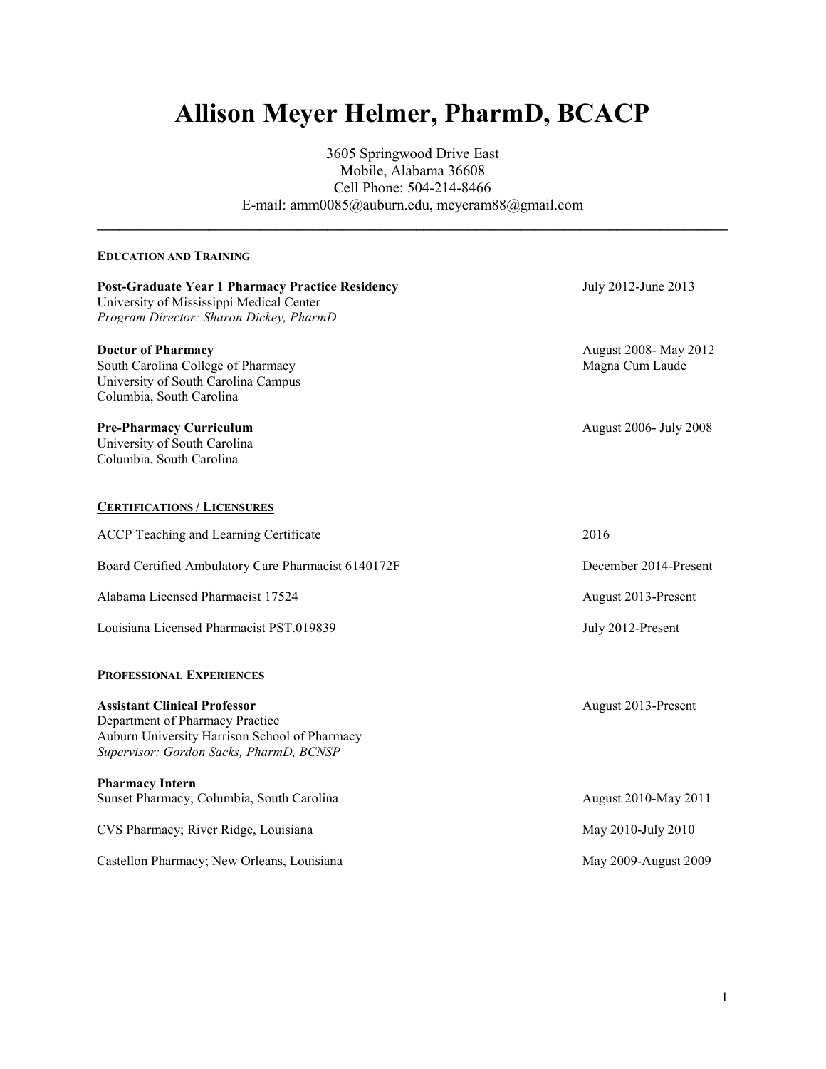# Allison Meyer Helmer, PharmD, BCACP

3605 Springwood Drive East
Mobile, Alabama 36608
Cell Phone: 504-214-8466
E-mail: amm0085@auburn.edu, meyeram88@gmail.com

---

## EDUCATION AND TRAINING

**Post-Graduate Year 1 Pharmacy Practice Residency** — July 2012-June 2013
University of Mississippi Medical Center
*Program Director: Sharon Dickey, PharmD*

**Doctor of Pharmacy** — August 2008- May 2012
South Carolina College of Pharmacy — Magna Cum Laude
University of South Carolina Campus
Columbia, South Carolina

**Pre-Pharmacy Curriculum** — August 2006- July 2008
University of South Carolina
Columbia, South Carolina

## CERTIFICATIONS / LICENSURES

ACCP Teaching and Learning Certificate — 2016

Board Certified Ambulatory Care Pharmacist 6140172F — December 2014-Present

Alabama Licensed Pharmacist 17524 — August 2013-Present

Louisiana Licensed Pharmacist PST.019839 — July 2012-Present

## PROFESSIONAL EXPERIENCES

**Assistant Clinical Professor** — August 2013-Present
Department of Pharmacy Practice
Auburn University Harrison School of Pharmacy
*Supervisor: Gordon Sacks, PharmD, BCNSP*

**Pharmacy Intern**
Sunset Pharmacy; Columbia, South Carolina — August 2010-May 2011

CVS Pharmacy; River Ridge, Louisiana — May 2010-July 2010

Castellon Pharmacy; New Orleans, Louisiana — May 2009-August 2009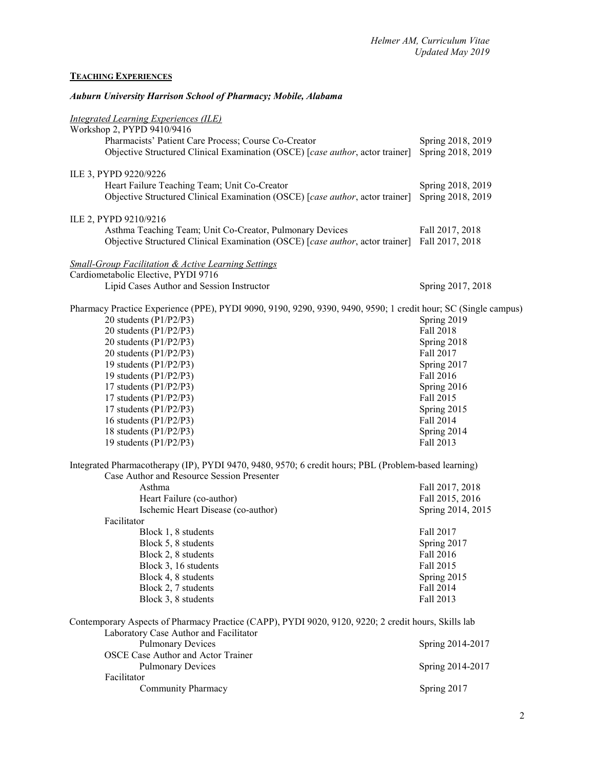## TEACHING EXPERIENCES

### *Auburn University Harrison School of Pharmacy; Mobile, Alabama*

*Integrated Learning Experiences (ILE)*

Workshop 2, PYPD 9410/9416

- Pharmacists' Patient Care Process; Course Co-Creator — Spring 2018, 2019
- Objective Structured Clinical Examination (OSCE) [*case author*, actor trainer] — Spring 2018, 2019

ILE 3, PYPD 9220/9226

- Heart Failure Teaching Team; Unit Co-Creator — Spring 2018, 2019
- Objective Structured Clinical Examination (OSCE) [*case author*, actor trainer] — Spring 2018, 2019

ILE 2, PYPD 9210/9216

- Asthma Teaching Team; Unit Co-Creator, Pulmonary Devices — Fall 2017, 2018
- Objective Structured Clinical Examination (OSCE) [*case author*, actor trainer] — Fall 2017, 2018

*Small-Group Facilitation & Active Learning Settings*

Cardiometabolic Elective, PYDI 9716

- Lipid Cases Author and Session Instructor — Spring 2017, 2018

Pharmacy Practice Experience (PPE), PYDI 9090, 9190, 9290, 9390, 9490, 9590; 1 credit hour; SC (Single campus)

- 20 students (P1/P2/P3) — Spring 2019
- 20 students (P1/P2/P3) — Fall 2018
- 20 students (P1/P2/P3) — Spring 2018
- 20 students (P1/P2/P3) — Fall 2017
- 19 students (P1/P2/P3) — Spring 2017
- 19 students (P1/P2/P3) — Fall 2016
- 17 students (P1/P2/P3) — Spring 2016
- 17 students (P1/P2/P3) — Fall 2015
- 17 students (P1/P2/P3) — Spring 2015
- 16 students (P1/P2/P3) — Fall 2014
- 18 students (P1/P2/P3) — Spring 2014
- 19 students (P1/P2/P3) — Fall 2013

Integrated Pharmacotherapy (IP), PYDI 9470, 9480, 9570; 6 credit hours; PBL (Problem-based learning)

- Case Author and Resource Session Presenter
  - Asthma — Fall 2017, 2018
  - Heart Failure (co-author) — Fall 2015, 2016
  - Ischemic Heart Disease (co-author) — Spring 2014, 2015
- Facilitator
  - Block 1, 8 students — Fall 2017
  - Block 5, 8 students — Spring 2017
  - Block 2, 8 students — Fall 2016
  - Block 3, 16 students — Fall 2015
  - Block 4, 8 students — Spring 2015
  - Block 2, 7 students — Fall 2014
  - Block 3, 8 students — Fall 2013

Contemporary Aspects of Pharmacy Practice (CAPP), PYDI 9020, 9120, 9220; 2 credit hours, Skills lab

- Laboratory Case Author and Facilitator
  - Pulmonary Devices — Spring 2014-2017
- OSCE Case Author and Actor Trainer
  - Pulmonary Devices — Spring 2014-2017
- Facilitator
  - Community Pharmacy — Spring 2017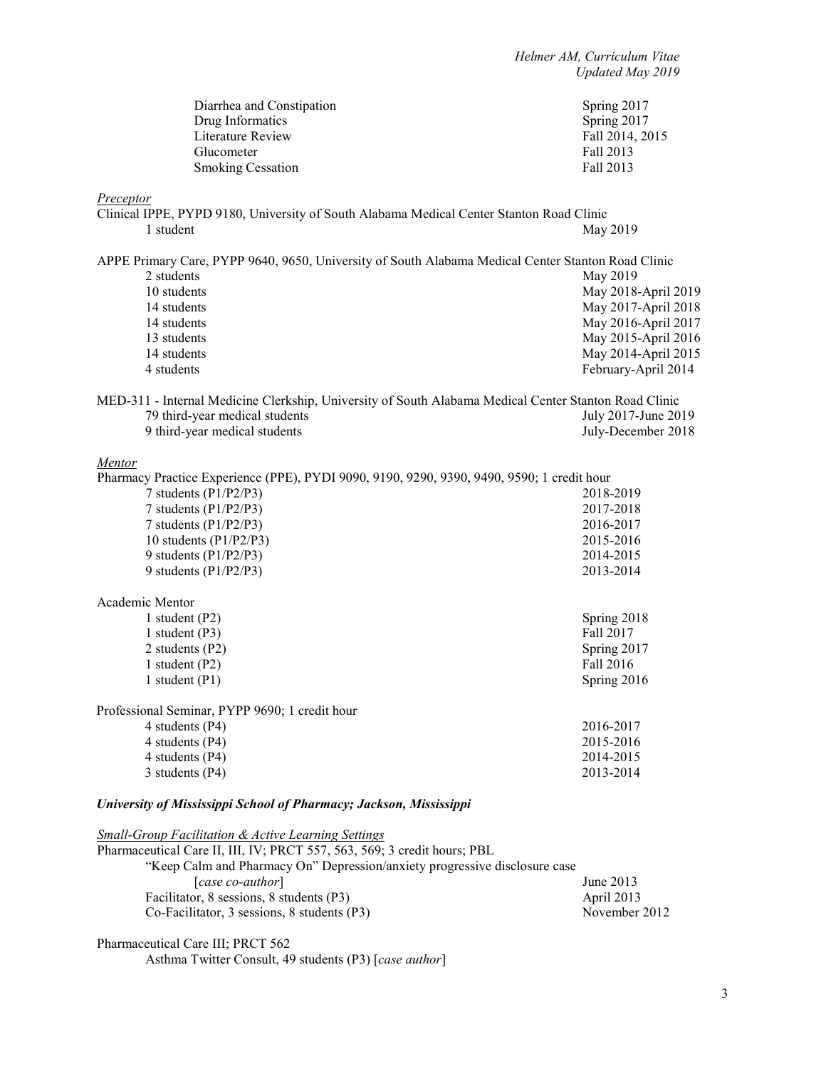| | |
|---|---|
| Diarrhea and Constipation | Spring 2017 |
| Drug Informatics | Spring 2017 |
| Literature Review | Fall 2014, 2015 |
| Glucometer | Fall 2013 |
| Smoking Cessation | Fall 2013 |

*Preceptor*

Clinical IPPE, PYPD 9180, University of South Alabama Medical Center Stanton Road Clinic

| | |
|---|---|
| 1 student | May 2019 |

APPE Primary Care, PYPP 9640, 9650, University of South Alabama Medical Center Stanton Road Clinic

| | |
|---|---|
| 2 students | May 2019 |
| 10 students | May 2018-April 2019 |
| 14 students | May 2017-April 2018 |
| 14 students | May 2016-April 2017 |
| 13 students | May 2015-April 2016 |
| 14 students | May 2014-April 2015 |
| 4 students | February-April 2014 |

MED-311 - Internal Medicine Clerkship, University of South Alabama Medical Center Stanton Road Clinic

| | |
|---|---|
| 79 third-year medical students | July 2017-June 2019 |
| 9 third-year medical students | July-December 2018 |

*Mentor*

Pharmacy Practice Experience (PPE), PYDI 9090, 9190, 9290, 9390, 9490, 9590; 1 credit hour

| | |
|---|---|
| 7 students (P1/P2/P3) | 2018-2019 |
| 7 students (P1/P2/P3) | 2017-2018 |
| 7 students (P1/P2/P3) | 2016-2017 |
| 10 students (P1/P2/P3) | 2015-2016 |
| 9 students (P1/P2/P3) | 2014-2015 |
| 9 students (P1/P2/P3) | 2013-2014 |

Academic Mentor

| | |
|---|---|
| 1 student (P2) | Spring 2018 |
| 1 student (P3) | Fall 2017 |
| 2 students (P2) | Spring 2017 |
| 1 student (P2) | Fall 2016 |
| 1 student (P1) | Spring 2016 |

Professional Seminar, PYPP 9690; 1 credit hour

| | |
|---|---|
| 4 students (P4) | 2016-2017 |
| 4 students (P4) | 2015-2016 |
| 4 students (P4) | 2014-2015 |
| 3 students (P4) | 2013-2014 |

### *University of Mississippi School of Pharmacy; Jackson, Mississippi*

*Small-Group Facilitation & Active Learning Settings*

Pharmaceutical Care II, III, IV; PRCT 557, 563, 569; 3 credit hours; PBL

| | |
|---|---|
| "Keep Calm and Pharmacy On" Depression/anxiety progressive disclosure case [*case co-author*] | June 2013 |
| Facilitator, 8 sessions, 8 students (P3) | April 2013 |
| Co-Facilitator, 3 sessions, 8 students (P3) | November 2012 |

Pharmaceutical Care III; PRCT 562

Asthma Twitter Consult, 49 students (P3) [*case author*]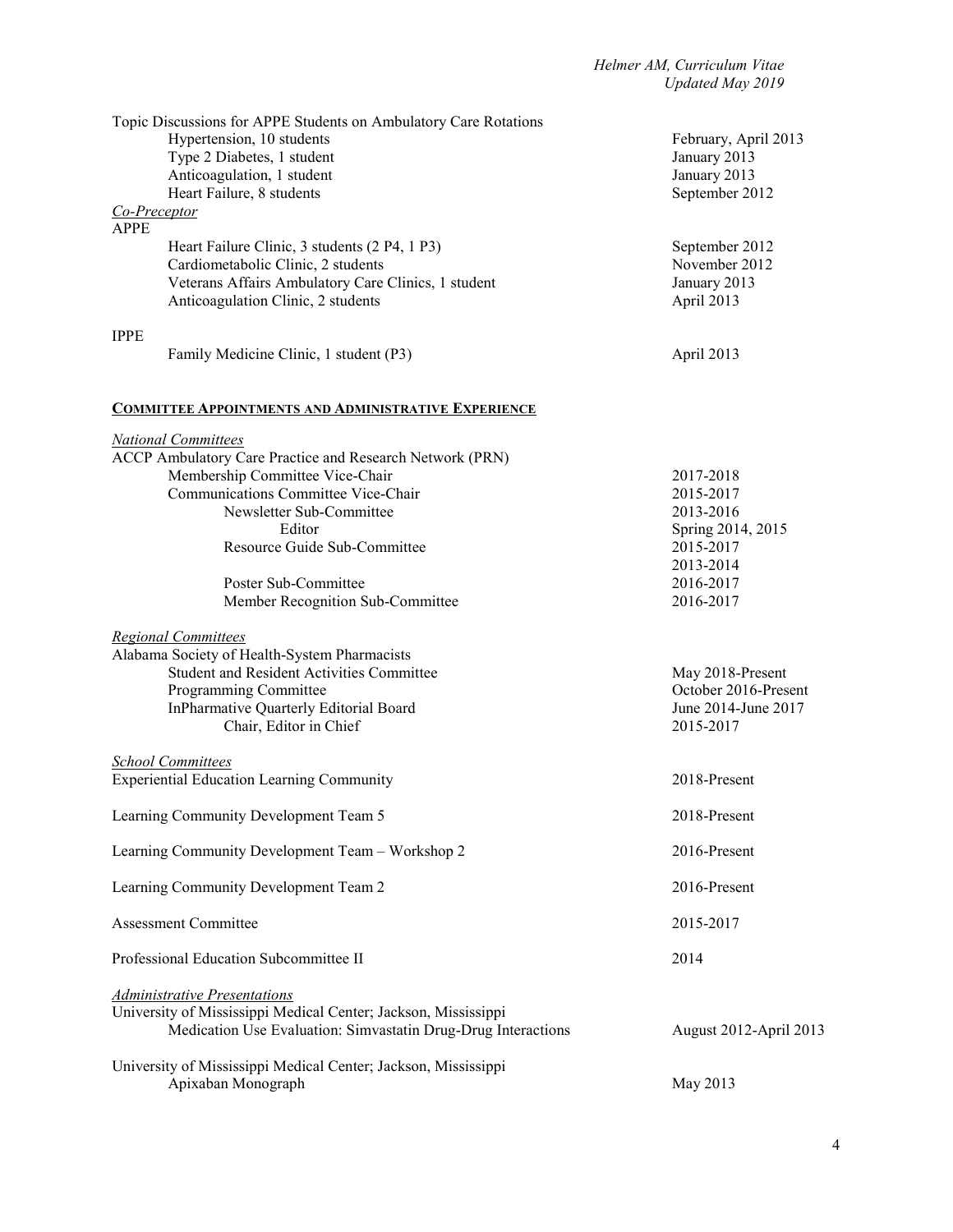Topic Discussions for APPE Students on Ambulatory Care Rotations

- Hypertension, 10 students — February, April 2013
- Type 2 Diabetes, 1 student — January 2013
- Anticoagulation, 1 student — January 2013
- Heart Failure, 8 students — September 2012

*Co-Preceptor*

APPE

- Heart Failure Clinic, 3 students (2 P4, 1 P3) — September 2012
- Cardiometabolic Clinic, 2 students — November 2012
- Veterans Affairs Ambulatory Care Clinics, 1 student — January 2013
- Anticoagulation Clinic, 2 students — April 2013

IPPE

- Family Medicine Clinic, 1 student (P3) — April 2013

## COMMITTEE APPOINTMENTS AND ADMINISTRATIVE EXPERIENCE

*National Committees*

ACCP Ambulatory Care Practice and Research Network (PRN)

- Membership Committee Vice-Chair — 2017-2018
- Communications Committee Vice-Chair — 2015-2017
  - Newsletter Sub-Committee — 2013-2016
    - Editor — Spring 2014, 2015
  - Resource Guide Sub-Committee — 2015-2017, 2013-2014
  - Poster Sub-Committee — 2016-2017
  - Member Recognition Sub-Committee — 2016-2017

*Regional Committees*

Alabama Society of Health-System Pharmacists

- Student and Resident Activities Committee — May 2018-Present
- Programming Committee — October 2016-Present
- InPharmative Quarterly Editorial Board — June 2014-June 2017
  - Chair, Editor in Chief — 2015-2017

*School Committees*

Experiential Education Learning Community — 2018-Present

Learning Community Development Team 5 — 2018-Present

Learning Community Development Team – Workshop 2 — 2016-Present

Learning Community Development Team 2 — 2016-Present

Assessment Committee — 2015-2017

Professional Education Subcommittee II — 2014

*Administrative Presentations*

University of Mississippi Medical Center; Jackson, Mississippi

- Medication Use Evaluation: Simvastatin Drug-Drug Interactions — August 2012-April 2013

University of Mississippi Medical Center; Jackson, Mississippi

- Apixaban Monograph — May 2013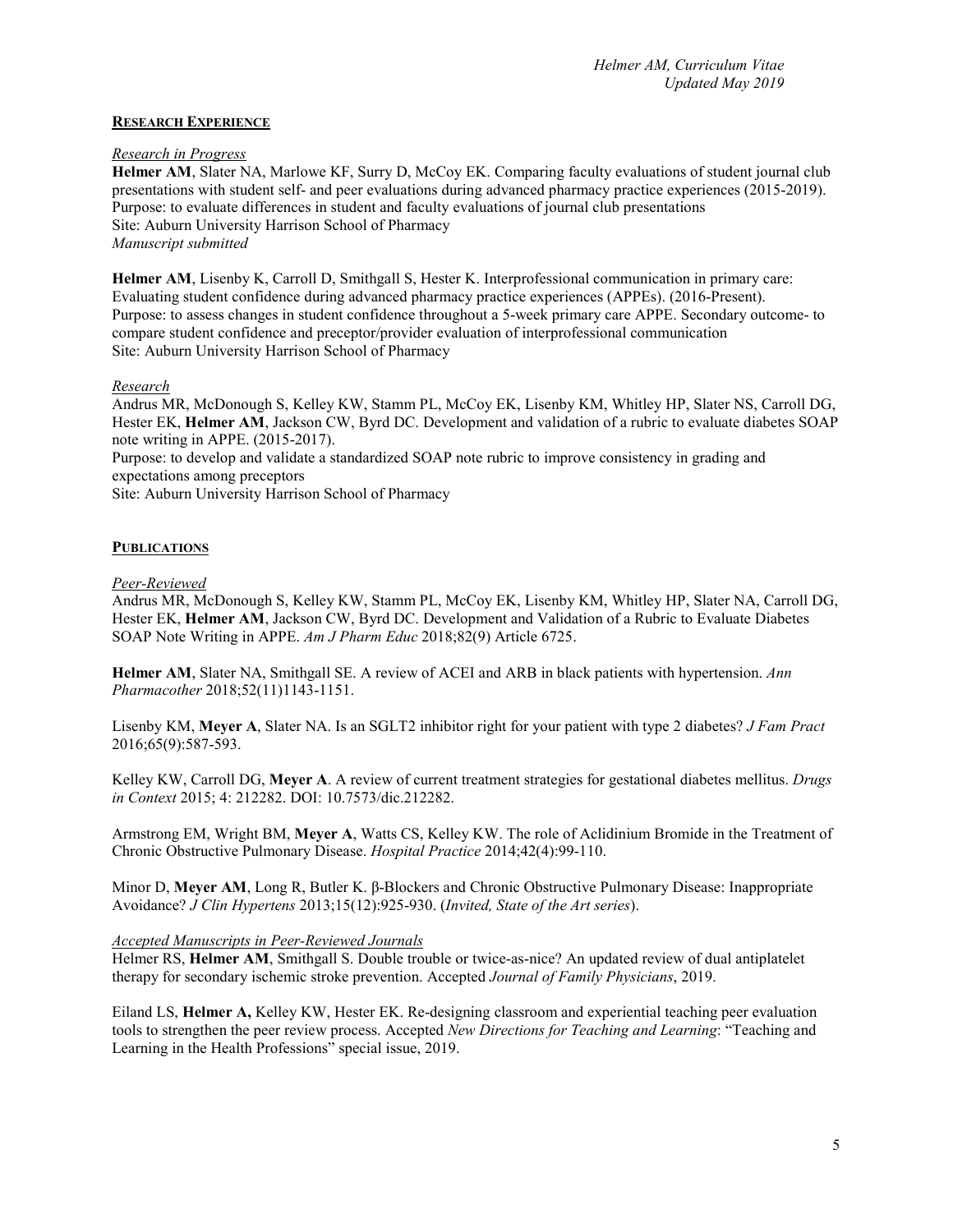## RESEARCH EXPERIENCE

*Research in Progress*

**Helmer AM**, Slater NA, Marlowe KF, Surry D, McCoy EK. Comparing faculty evaluations of student journal club presentations with student self- and peer evaluations during advanced pharmacy practice experiences (2015-2019).
Purpose: to evaluate differences in student and faculty evaluations of journal club presentations
Site: Auburn University Harrison School of Pharmacy
*Manuscript submitted*

**Helmer AM**, Lisenby K, Carroll D, Smithgall S, Hester K. Interprofessional communication in primary care: Evaluating student confidence during advanced pharmacy practice experiences (APPEs). (2016-Present).
Purpose: to assess changes in student confidence throughout a 5-week primary care APPE. Secondary outcome- to compare student confidence and preceptor/provider evaluation of interprofessional communication
Site: Auburn University Harrison School of Pharmacy

*Research*

Andrus MR, McDonough S, Kelley KW, Stamm PL, McCoy EK, Lisenby KM, Whitley HP, Slater NS, Carroll DG, Hester EK, **Helmer AM**, Jackson CW, Byrd DC. Development and validation of a rubric to evaluate diabetes SOAP note writing in APPE. (2015-2017).
Purpose: to develop and validate a standardized SOAP note rubric to improve consistency in grading and expectations among preceptors
Site: Auburn University Harrison School of Pharmacy

## PUBLICATIONS

*Peer-Reviewed*

Andrus MR, McDonough S, Kelley KW, Stamm PL, McCoy EK, Lisenby KM, Whitley HP, Slater NA, Carroll DG, Hester EK, **Helmer AM**, Jackson CW, Byrd DC. Development and Validation of a Rubric to Evaluate Diabetes SOAP Note Writing in APPE. *Am J Pharm Educ* 2018;82(9) Article 6725.

**Helmer AM**, Slater NA, Smithgall SE. A review of ACEI and ARB in black patients with hypertension. *Ann Pharmacother* 2018;52(11)1143-1151.

Lisenby KM, **Meyer A**, Slater NA. Is an SGLT2 inhibitor right for your patient with type 2 diabetes? *J Fam Pract* 2016;65(9):587-593.

Kelley KW, Carroll DG, **Meyer A**. A review of current treatment strategies for gestational diabetes mellitus. *Drugs in Context* 2015; 4: 212282. DOI: 10.7573/dic.212282.

Armstrong EM, Wright BM, **Meyer A**, Watts CS, Kelley KW. The role of Aclidinium Bromide in the Treatment of Chronic Obstructive Pulmonary Disease. *Hospital Practice* 2014;42(4):99-110.

Minor D, **Meyer AM**, Long R, Butler K. β-Blockers and Chronic Obstructive Pulmonary Disease: Inappropriate Avoidance? *J Clin Hypertens* 2013;15(12):925-930. (*Invited, State of the Art series*).

*Accepted Manuscripts in Peer-Reviewed Journals*

Helmer RS, **Helmer AM**, Smithgall S. Double trouble or twice-as-nice? An updated review of dual antiplatelet therapy for secondary ischemic stroke prevention. Accepted *Journal of Family Physicians*, 2019.

Eiland LS, **Helmer A,** Kelley KW, Hester EK. Re-designing classroom and experiential teaching peer evaluation tools to strengthen the peer review process. Accepted *New Directions for Teaching and Learning*: "Teaching and Learning in the Health Professions" special issue, 2019.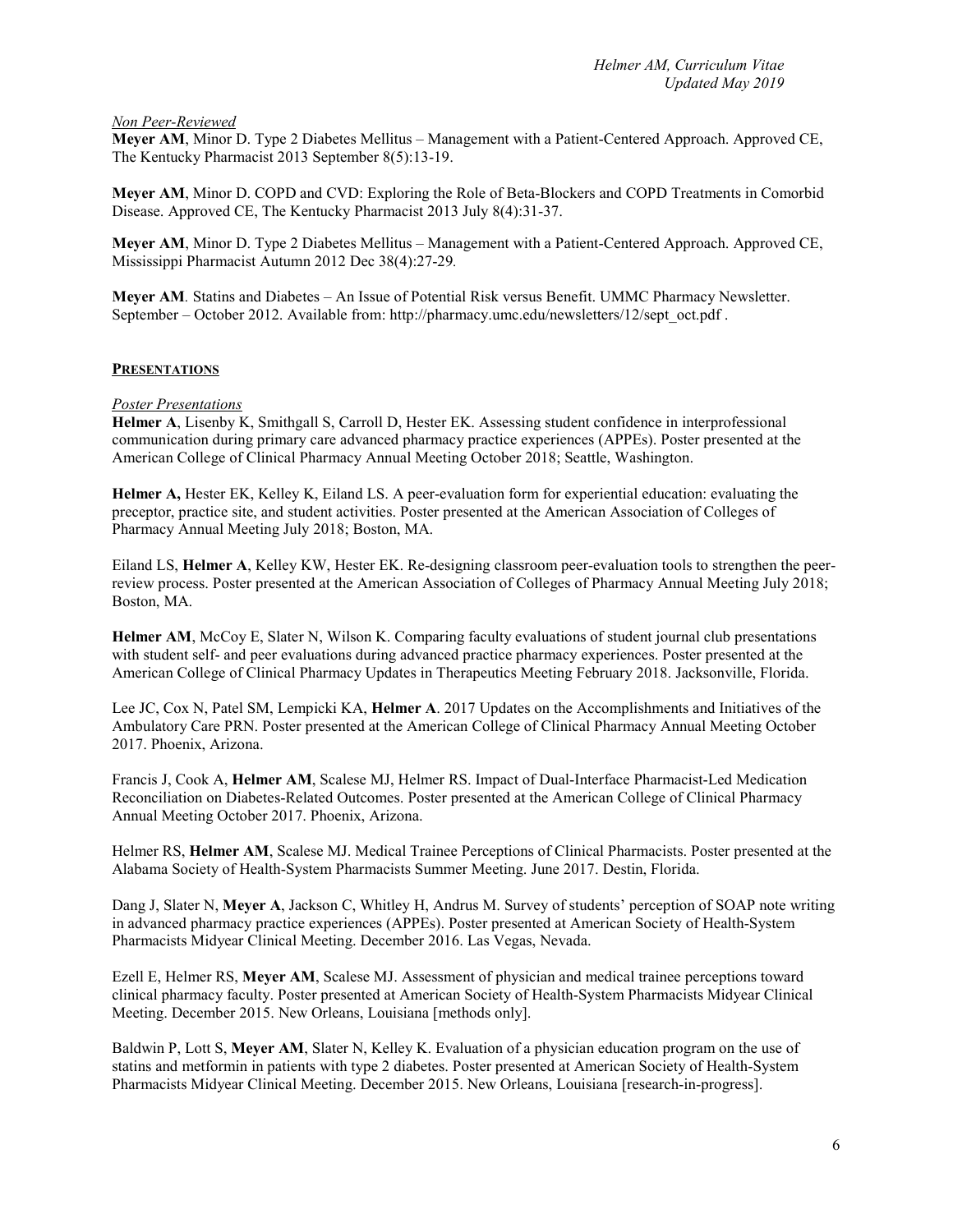*Non Peer-Reviewed*

**Meyer AM**, Minor D. Type 2 Diabetes Mellitus – Management with a Patient-Centered Approach. Approved CE, The Kentucky Pharmacist 2013 September 8(5):13-19.

**Meyer AM**, Minor D. COPD and CVD: Exploring the Role of Beta-Blockers and COPD Treatments in Comorbid Disease. Approved CE, The Kentucky Pharmacist 2013 July 8(4):31-37.

**Meyer AM**, Minor D. Type 2 Diabetes Mellitus – Management with a Patient-Centered Approach. Approved CE, Mississippi Pharmacist Autumn 2012 Dec 38(4):27-29.

**Meyer AM**. Statins and Diabetes – An Issue of Potential Risk versus Benefit. UMMC Pharmacy Newsletter. September – October 2012. Available from: http://pharmacy.umc.edu/newsletters/12/sept_oct.pdf .

## PRESENTATIONS

*Poster Presentations*

**Helmer A**, Lisenby K, Smithgall S, Carroll D, Hester EK. Assessing student confidence in interprofessional communication during primary care advanced pharmacy practice experiences (APPEs). Poster presented at the American College of Clinical Pharmacy Annual Meeting October 2018; Seattle, Washington.

**Helmer A,** Hester EK, Kelley K, Eiland LS. A peer-evaluation form for experiential education: evaluating the preceptor, practice site, and student activities. Poster presented at the American Association of Colleges of Pharmacy Annual Meeting July 2018; Boston, MA.

Eiland LS, **Helmer A**, Kelley KW, Hester EK. Re-designing classroom peer-evaluation tools to strengthen the peer-review process. Poster presented at the American Association of Colleges of Pharmacy Annual Meeting July 2018; Boston, MA.

**Helmer AM**, McCoy E, Slater N, Wilson K. Comparing faculty evaluations of student journal club presentations with student self- and peer evaluations during advanced practice pharmacy experiences. Poster presented at the American College of Clinical Pharmacy Updates in Therapeutics Meeting February 2018. Jacksonville, Florida.

Lee JC, Cox N, Patel SM, Lempicki KA, **Helmer A**. 2017 Updates on the Accomplishments and Initiatives of the Ambulatory Care PRN. Poster presented at the American College of Clinical Pharmacy Annual Meeting October 2017. Phoenix, Arizona.

Francis J, Cook A, **Helmer AM**, Scalese MJ, Helmer RS. Impact of Dual-Interface Pharmacist-Led Medication Reconciliation on Diabetes-Related Outcomes. Poster presented at the American College of Clinical Pharmacy Annual Meeting October 2017. Phoenix, Arizona.

Helmer RS, **Helmer AM**, Scalese MJ. Medical Trainee Perceptions of Clinical Pharmacists. Poster presented at the Alabama Society of Health-System Pharmacists Summer Meeting. June 2017. Destin, Florida.

Dang J, Slater N, **Meyer A**, Jackson C, Whitley H, Andrus M. Survey of students' perception of SOAP note writing in advanced pharmacy practice experiences (APPEs). Poster presented at American Society of Health-System Pharmacists Midyear Clinical Meeting. December 2016. Las Vegas, Nevada.

Ezell E, Helmer RS, **Meyer AM**, Scalese MJ. Assessment of physician and medical trainee perceptions toward clinical pharmacy faculty. Poster presented at American Society of Health-System Pharmacists Midyear Clinical Meeting. December 2015. New Orleans, Louisiana [methods only].

Baldwin P, Lott S, **Meyer AM**, Slater N, Kelley K. Evaluation of a physician education program on the use of statins and metformin in patients with type 2 diabetes. Poster presented at American Society of Health-System Pharmacists Midyear Clinical Meeting. December 2015. New Orleans, Louisiana [research-in-progress].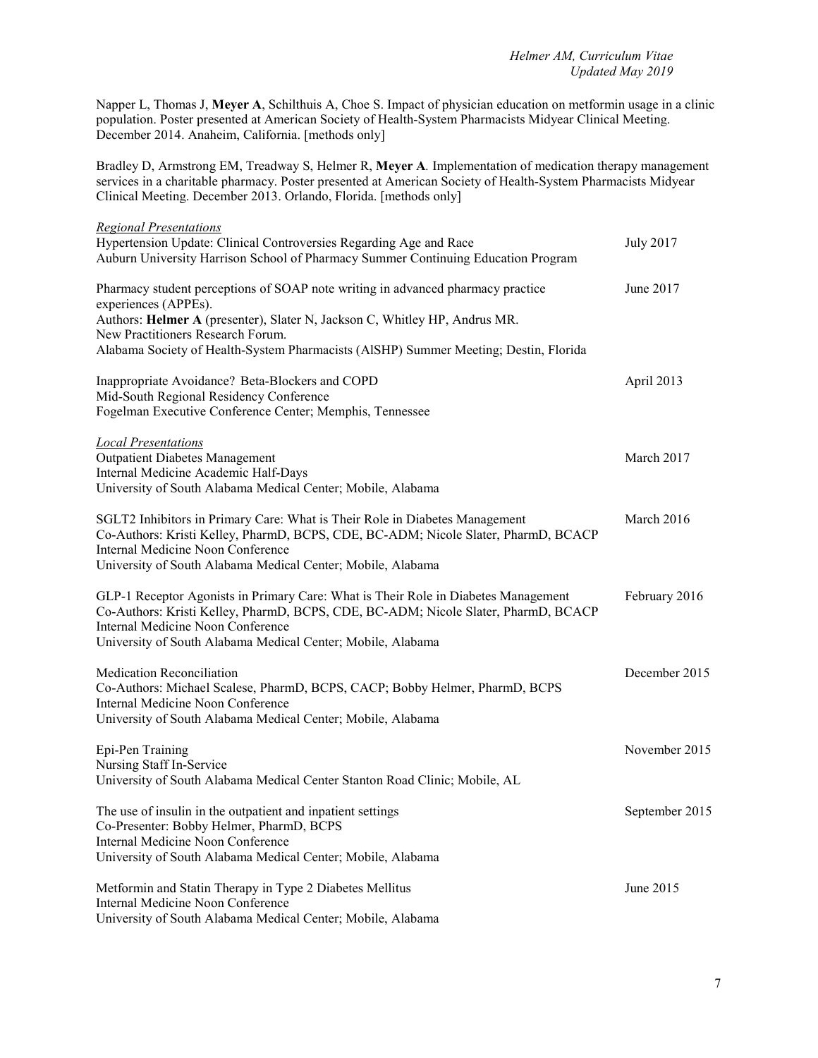Napper L, Thomas J, **Meyer A**, Schilthuis A, Choe S. Impact of physician education on metformin usage in a clinic population. Poster presented at American Society of Health-System Pharmacists Midyear Clinical Meeting. December 2014. Anaheim, California. [methods only]

Bradley D, Armstrong EM, Treadway S, Helmer R, **Meyer A**. Implementation of medication therapy management services in a charitable pharmacy. Poster presented at American Society of Health-System Pharmacists Midyear Clinical Meeting. December 2013. Orlando, Florida. [methods only]

*Regional Presentations*

Hypertension Update: Clinical Controversies Regarding Age and Race — July 2017
Auburn University Harrison School of Pharmacy Summer Continuing Education Program

Pharmacy student perceptions of SOAP note writing in advanced pharmacy practice experiences (APPEs). — June 2017
Authors: **Helmer A** (presenter), Slater N, Jackson C, Whitley HP, Andrus MR.
New Practitioners Research Forum.
Alabama Society of Health-System Pharmacists (AlSHP) Summer Meeting; Destin, Florida

Inappropriate Avoidance? Beta-Blockers and COPD — April 2013
Mid-South Regional Residency Conference
Fogelman Executive Conference Center; Memphis, Tennessee

*Local Presentations*

Outpatient Diabetes Management — March 2017
Internal Medicine Academic Half-Days
University of South Alabama Medical Center; Mobile, Alabama

SGLT2 Inhibitors in Primary Care: What is Their Role in Diabetes Management — March 2016
Co-Authors: Kristi Kelley, PharmD, BCPS, CDE, BC-ADM; Nicole Slater, PharmD, BCACP
Internal Medicine Noon Conference
University of South Alabama Medical Center; Mobile, Alabama

GLP-1 Receptor Agonists in Primary Care: What is Their Role in Diabetes Management — February 2016
Co-Authors: Kristi Kelley, PharmD, BCPS, CDE, BC-ADM; Nicole Slater, PharmD, BCACP
Internal Medicine Noon Conference
University of South Alabama Medical Center; Mobile, Alabama

Medication Reconciliation — December 2015
Co-Authors: Michael Scalese, PharmD, BCPS, CACP; Bobby Helmer, PharmD, BCPS
Internal Medicine Noon Conference
University of South Alabama Medical Center; Mobile, Alabama

Epi-Pen Training — November 2015
Nursing Staff In-Service
University of South Alabama Medical Center Stanton Road Clinic; Mobile, AL

The use of insulin in the outpatient and inpatient settings — September 2015
Co-Presenter: Bobby Helmer, PharmD, BCPS
Internal Medicine Noon Conference
University of South Alabama Medical Center; Mobile, Alabama

Metformin and Statin Therapy in Type 2 Diabetes Mellitus — June 2015
Internal Medicine Noon Conference
University of South Alabama Medical Center; Mobile, Alabama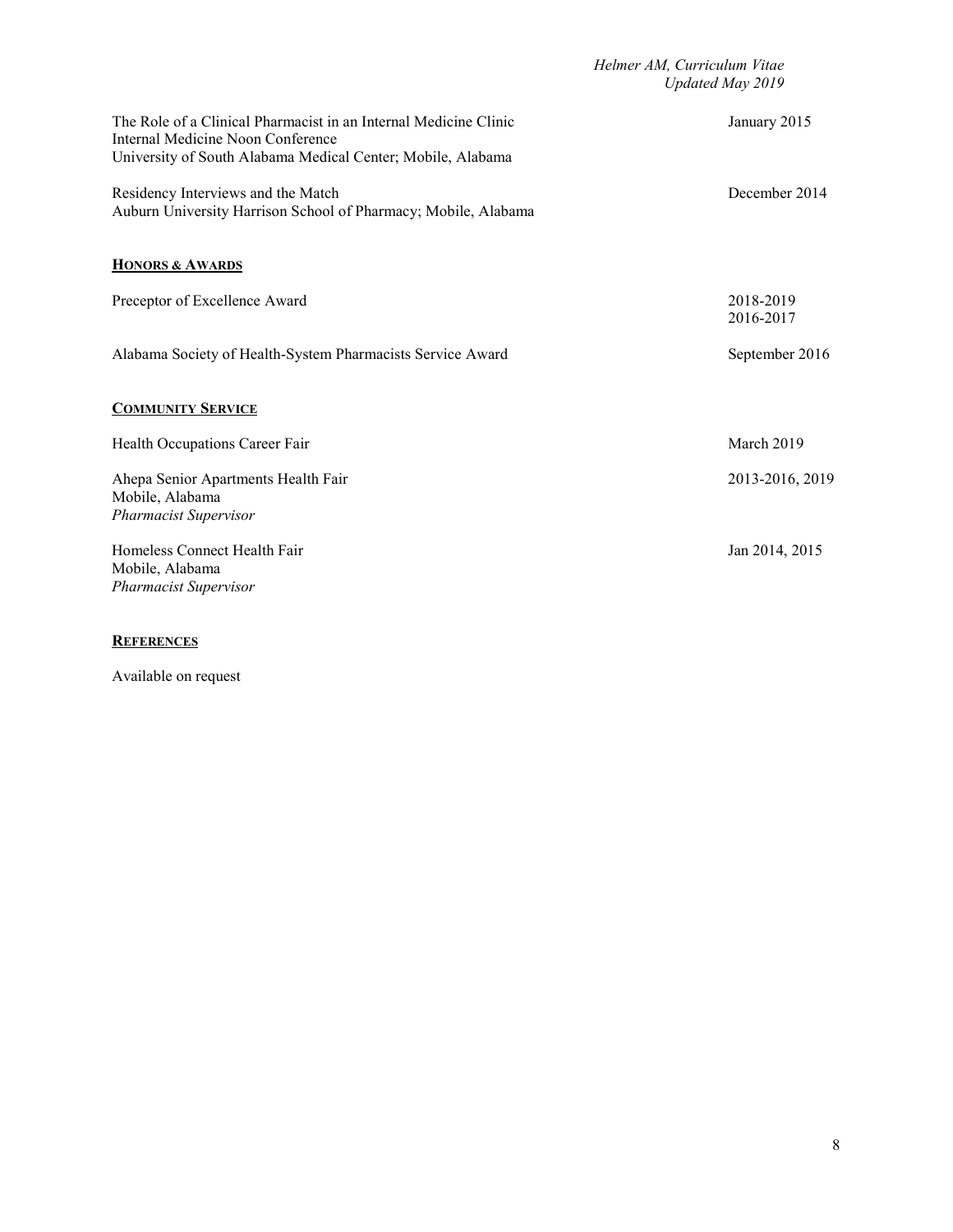The Role of a Clinical Pharmacist in an Internal Medicine Clinic — January 2015
Internal Medicine Noon Conference
University of South Alabama Medical Center; Mobile, Alabama

Residency Interviews and the Match — December 2014
Auburn University Harrison School of Pharmacy; Mobile, Alabama

## HONORS & AWARDS

Preceptor of Excellence Award — 2018-2019, 2016-2017

Alabama Society of Health-System Pharmacists Service Award — September 2016

## COMMUNITY SERVICE

Health Occupations Career Fair — March 2019

Ahepa Senior Apartments Health Fair — 2013-2016, 2019
Mobile, Alabama
*Pharmacist Supervisor*

Homeless Connect Health Fair — Jan 2014, 2015
Mobile, Alabama
*Pharmacist Supervisor*

## REFERENCES

Available on request